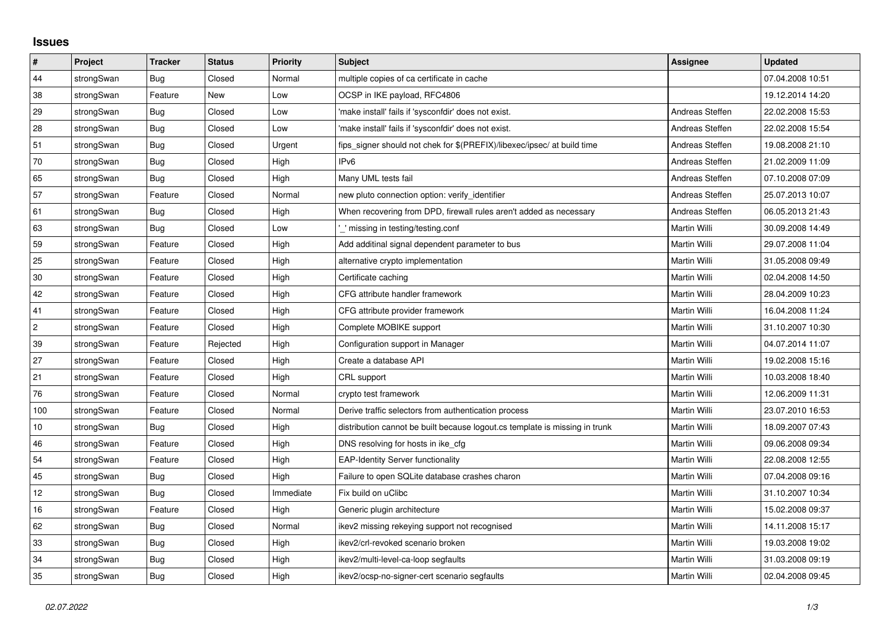## Issues

| # | Project | Tracker | Status | Priority | Subject | Assignee | Updated |
|---|---|---|---|---|---|---|---|
| 44 | strongSwan | Bug | Closed | Normal | multiple copies of ca certificate in cache | | 07.04.2008 10:51 |
| 38 | strongSwan | Feature | New | Low | OCSP in IKE payload, RFC4806 | | 19.12.2014 14:20 |
| 29 | strongSwan | Bug | Closed | Low | 'make install' fails if 'sysconfdir' does not exist. | Andreas Steffen | 22.02.2008 15:53 |
| 28 | strongSwan | Bug | Closed | Low | 'make install' fails if 'sysconfdir' does not exist. | Andreas Steffen | 22.02.2008 15:54 |
| 51 | strongSwan | Bug | Closed | Urgent | fips_signer should not chek for $(PREFIX)/libexec/ipsec/ at build time | Andreas Steffen | 19.08.2008 21:10 |
| 70 | strongSwan | Bug | Closed | High | IPv6 | Andreas Steffen | 21.02.2009 11:09 |
| 65 | strongSwan | Bug | Closed | High | Many UML tests fail | Andreas Steffen | 07.10.2008 07:09 |
| 57 | strongSwan | Feature | Closed | Normal | new pluto connection option: verify_identifier | Andreas Steffen | 25.07.2013 10:07 |
| 61 | strongSwan | Bug | Closed | High | When recovering from DPD, firewall rules aren't added as necessary | Andreas Steffen | 06.05.2013 21:43 |
| 63 | strongSwan | Bug | Closed | Low | '_' missing in testing/testing.conf | Martin Willi | 30.09.2008 14:49 |
| 59 | strongSwan | Feature | Closed | High | Add additinal signal dependent parameter to bus | Martin Willi | 29.07.2008 11:04 |
| 25 | strongSwan | Feature | Closed | High | alternative crypto implementation | Martin Willi | 31.05.2008 09:49 |
| 30 | strongSwan | Feature | Closed | High | Certificate caching | Martin Willi | 02.04.2008 14:50 |
| 42 | strongSwan | Feature | Closed | High | CFG attribute handler framework | Martin Willi | 28.04.2009 10:23 |
| 41 | strongSwan | Feature | Closed | High | CFG attribute provider framework | Martin Willi | 16.04.2008 11:24 |
| 2 | strongSwan | Feature | Closed | High | Complete MOBIKE support | Martin Willi | 31.10.2007 10:30 |
| 39 | strongSwan | Feature | Rejected | High | Configuration support in Manager | Martin Willi | 04.07.2014 11:07 |
| 27 | strongSwan | Feature | Closed | High | Create a database API | Martin Willi | 19.02.2008 15:16 |
| 21 | strongSwan | Feature | Closed | High | CRL support | Martin Willi | 10.03.2008 18:40 |
| 76 | strongSwan | Feature | Closed | Normal | crypto test framework | Martin Willi | 12.06.2009 11:31 |
| 100 | strongSwan | Feature | Closed | Normal | Derive traffic selectors from authentication process | Martin Willi | 23.07.2010 16:53 |
| 10 | strongSwan | Bug | Closed | High | distribution cannot be built because logout.cs template is missing in trunk | Martin Willi | 18.09.2007 07:43 |
| 46 | strongSwan | Feature | Closed | High | DNS resolving for hosts in ike_cfg | Martin Willi | 09.06.2008 09:34 |
| 54 | strongSwan | Feature | Closed | High | EAP-Identity Server functionality | Martin Willi | 22.08.2008 12:55 |
| 45 | strongSwan | Bug | Closed | High | Failure to open SQLite database crashes charon | Martin Willi | 07.04.2008 09:16 |
| 12 | strongSwan | Bug | Closed | Immediate | Fix build on uClibc | Martin Willi | 31.10.2007 10:34 |
| 16 | strongSwan | Feature | Closed | High | Generic plugin architecture | Martin Willi | 15.02.2008 09:37 |
| 62 | strongSwan | Bug | Closed | Normal | ikev2 missing rekeying support not recognised | Martin Willi | 14.11.2008 15:17 |
| 33 | strongSwan | Bug | Closed | High | ikev2/crl-revoked scenario broken | Martin Willi | 19.03.2008 19:02 |
| 34 | strongSwan | Bug | Closed | High | ikev2/multi-level-ca-loop segfaults | Martin Willi | 31.03.2008 09:19 |
| 35 | strongSwan | Bug | Closed | High | ikev2/ocsp-no-signer-cert scenario segfaults | Martin Willi | 02.04.2008 09:45 |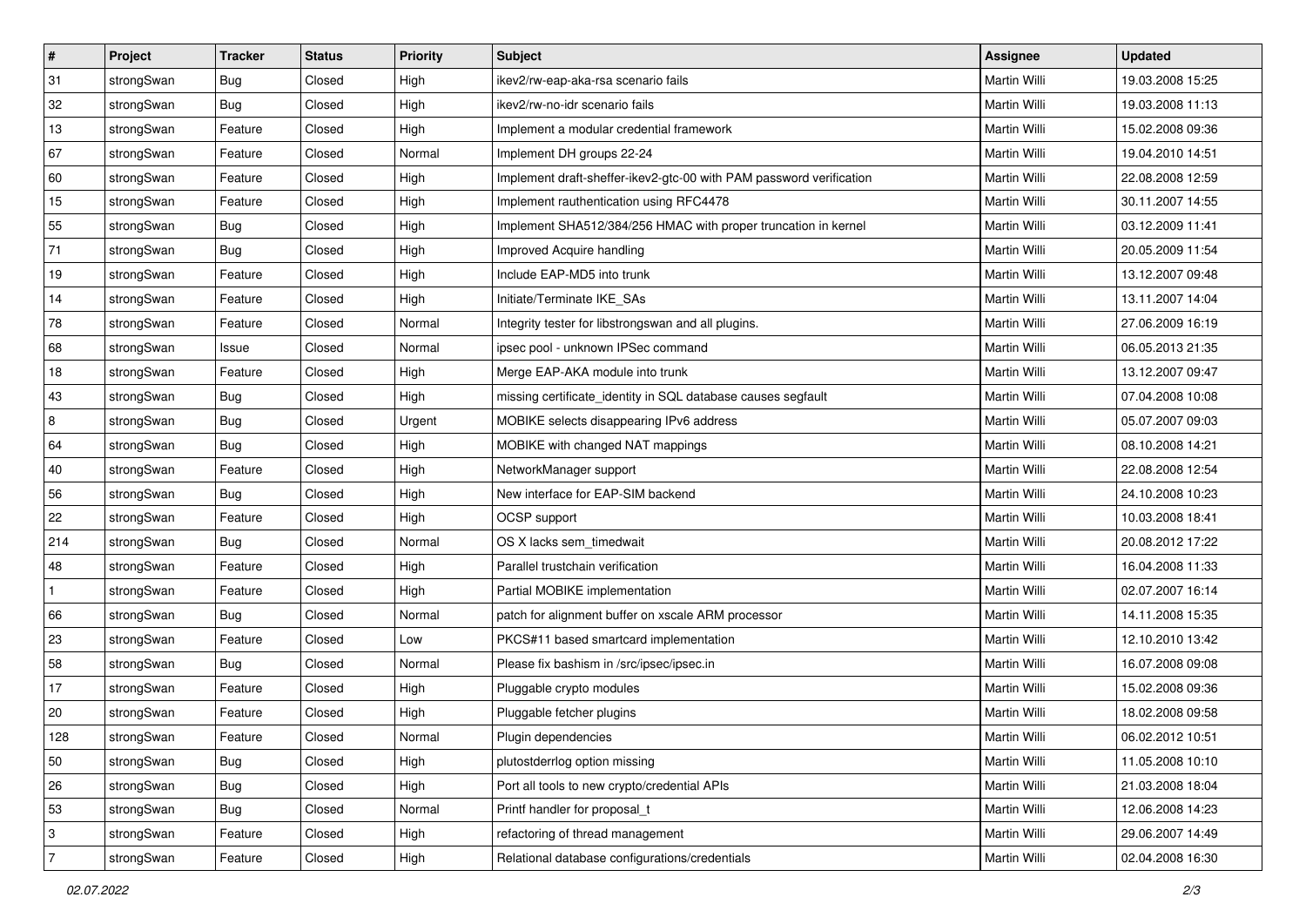| # | Project | Tracker | Status | Priority | Subject | Assignee | Updated |
|---|---|---|---|---|---|---|---|
| 31 | strongSwan | Bug | Closed | High | ikev2/rw-eap-aka-rsa scenario fails | Martin Willi | 19.03.2008 15:25 |
| 32 | strongSwan | Bug | Closed | High | ikev2/rw-no-idr scenario fails | Martin Willi | 19.03.2008 11:13 |
| 13 | strongSwan | Feature | Closed | High | Implement a modular credential framework | Martin Willi | 15.02.2008 09:36 |
| 67 | strongSwan | Feature | Closed | Normal | Implement DH groups 22-24 | Martin Willi | 19.04.2010 14:51 |
| 60 | strongSwan | Feature | Closed | High | Implement draft-sheffer-ikev2-gtc-00 with PAM password verification | Martin Willi | 22.08.2008 12:59 |
| 15 | strongSwan | Feature | Closed | High | Implement rauthentication using RFC4478 | Martin Willi | 30.11.2007 14:55 |
| 55 | strongSwan | Bug | Closed | High | Implement SHA512/384/256 HMAC with proper truncation in kernel | Martin Willi | 03.12.2009 11:41 |
| 71 | strongSwan | Bug | Closed | High | Improved Acquire handling | Martin Willi | 20.05.2009 11:54 |
| 19 | strongSwan | Feature | Closed | High | Include EAP-MD5 into trunk | Martin Willi | 13.12.2007 09:48 |
| 14 | strongSwan | Feature | Closed | High | Initiate/Terminate IKE_SAs | Martin Willi | 13.11.2007 14:04 |
| 78 | strongSwan | Feature | Closed | Normal | Integrity tester for libstrongswan and all plugins. | Martin Willi | 27.06.2009 16:19 |
| 68 | strongSwan | Issue | Closed | Normal | ipsec pool - unknown IPSec command | Martin Willi | 06.05.2013 21:35 |
| 18 | strongSwan | Feature | Closed | High | Merge EAP-AKA module into trunk | Martin Willi | 13.12.2007 09:47 |
| 43 | strongSwan | Bug | Closed | High | missing certificate_identity in SQL database causes segfault | Martin Willi | 07.04.2008 10:08 |
| 8 | strongSwan | Bug | Closed | Urgent | MOBIKE selects disappearing IPv6 address | Martin Willi | 05.07.2007 09:03 |
| 64 | strongSwan | Bug | Closed | High | MOBIKE with changed NAT mappings | Martin Willi | 08.10.2008 14:21 |
| 40 | strongSwan | Feature | Closed | High | NetworkManager support | Martin Willi | 22.08.2008 12:54 |
| 56 | strongSwan | Bug | Closed | High | New interface for EAP-SIM backend | Martin Willi | 24.10.2008 10:23 |
| 22 | strongSwan | Feature | Closed | High | OCSP support | Martin Willi | 10.03.2008 18:41 |
| 214 | strongSwan | Bug | Closed | Normal | OS X lacks sem_timedwait | Martin Willi | 20.08.2012 17:22 |
| 48 | strongSwan | Feature | Closed | High | Parallel trustchain verification | Martin Willi | 16.04.2008 11:33 |
| 1 | strongSwan | Feature | Closed | High | Partial MOBIKE implementation | Martin Willi | 02.07.2007 16:14 |
| 66 | strongSwan | Bug | Closed | Normal | patch for alignment buffer on xscale ARM processor | Martin Willi | 14.11.2008 15:35 |
| 23 | strongSwan | Feature | Closed | Low | PKCS#11 based smartcard implementation | Martin Willi | 12.10.2010 13:42 |
| 58 | strongSwan | Bug | Closed | Normal | Please fix bashism in /src/ipsec/ipsec.in | Martin Willi | 16.07.2008 09:08 |
| 17 | strongSwan | Feature | Closed | High | Pluggable crypto modules | Martin Willi | 15.02.2008 09:36 |
| 20 | strongSwan | Feature | Closed | High | Pluggable fetcher plugins | Martin Willi | 18.02.2008 09:58 |
| 128 | strongSwan | Feature | Closed | Normal | Plugin dependencies | Martin Willi | 06.02.2012 10:51 |
| 50 | strongSwan | Bug | Closed | High | plutostderrlog option missing | Martin Willi | 11.05.2008 10:10 |
| 26 | strongSwan | Bug | Closed | High | Port all tools to new crypto/credential APIs | Martin Willi | 21.03.2008 18:04 |
| 53 | strongSwan | Bug | Closed | Normal | Printf handler for proposal_t | Martin Willi | 12.06.2008 14:23 |
| 3 | strongSwan | Feature | Closed | High | refactoring of thread management | Martin Willi | 29.06.2007 14:49 |
| 7 | strongSwan | Feature | Closed | High | Relational database configurations/credentials | Martin Willi | 02.04.2008 16:30 |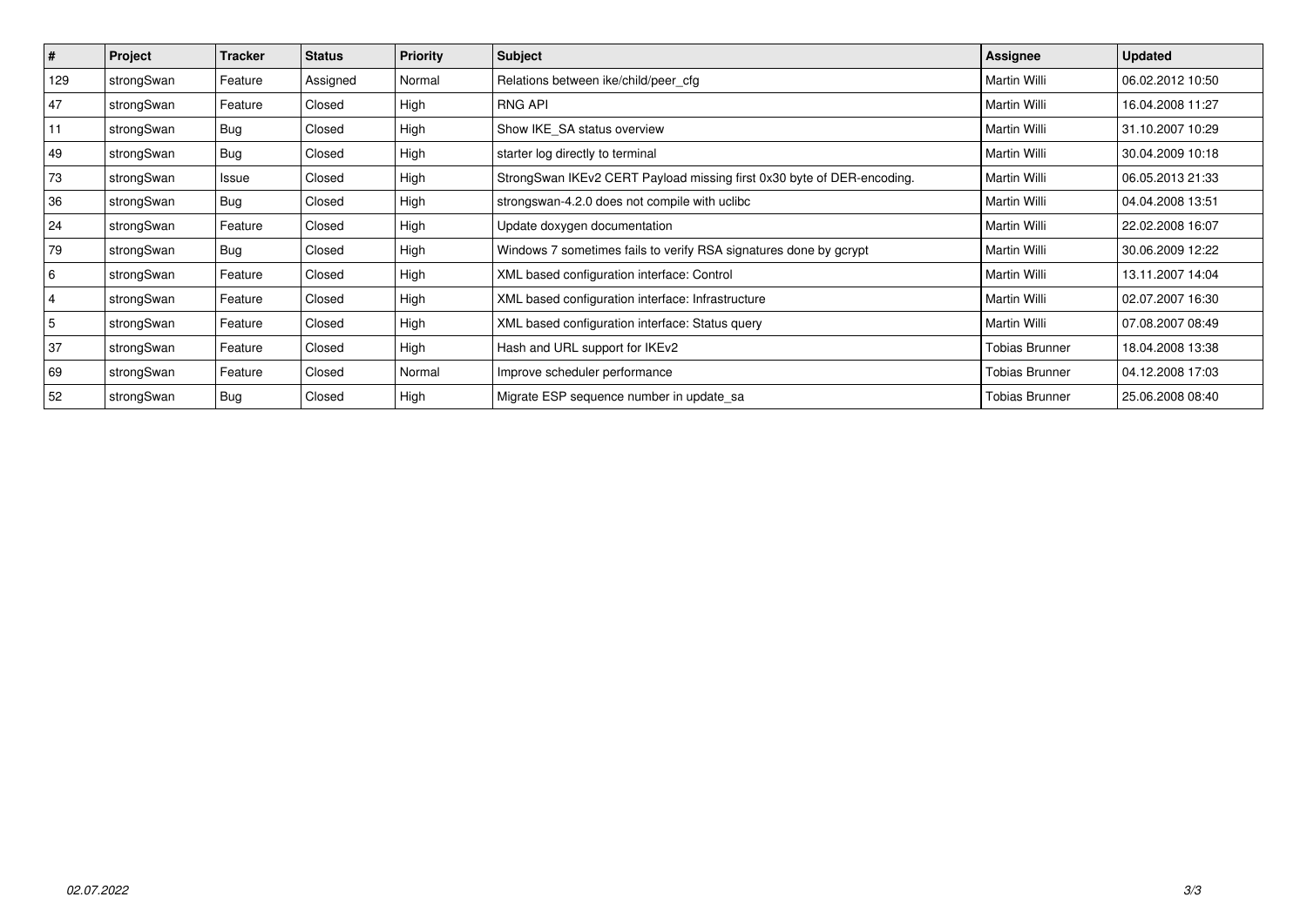| # | Project | Tracker | Status | Priority | Subject | Assignee | Updated |
|---|---|---|---|---|---|---|---|
| 129 | strongSwan | Feature | Assigned | Normal | Relations between ike/child/peer_cfg | Martin Willi | 06.02.2012 10:50 |
| 47 | strongSwan | Feature | Closed | High | RNG API | Martin Willi | 16.04.2008 11:27 |
| 11 | strongSwan | Bug | Closed | High | Show IKE_SA status overview | Martin Willi | 31.10.2007 10:29 |
| 49 | strongSwan | Bug | Closed | High | starter log directly to terminal | Martin Willi | 30.04.2009 10:18 |
| 73 | strongSwan | Issue | Closed | High | StrongSwan IKEv2 CERT Payload missing first 0x30 byte of DER-encoding. | Martin Willi | 06.05.2013 21:33 |
| 36 | strongSwan | Bug | Closed | High | strongswan-4.2.0 does not compile with uclibc | Martin Willi | 04.04.2008 13:51 |
| 24 | strongSwan | Feature | Closed | High | Update doxygen documentation | Martin Willi | 22.02.2008 16:07 |
| 79 | strongSwan | Bug | Closed | High | Windows 7 sometimes fails to verify RSA signatures done by gcrypt | Martin Willi | 30.06.2009 12:22 |
| 6 | strongSwan | Feature | Closed | High | XML based configuration interface: Control | Martin Willi | 13.11.2007 14:04 |
| 4 | strongSwan | Feature | Closed | High | XML based configuration interface: Infrastructure | Martin Willi | 02.07.2007 16:30 |
| 5 | strongSwan | Feature | Closed | High | XML based configuration interface: Status query | Martin Willi | 07.08.2007 08:49 |
| 37 | strongSwan | Feature | Closed | High | Hash and URL support for IKEv2 | Tobias Brunner | 18.04.2008 13:38 |
| 69 | strongSwan | Feature | Closed | Normal | Improve scheduler performance | Tobias Brunner | 04.12.2008 17:03 |
| 52 | strongSwan | Bug | Closed | High | Migrate ESP sequence number in update_sa | Tobias Brunner | 25.06.2008 08:40 |

*02.07.2022*